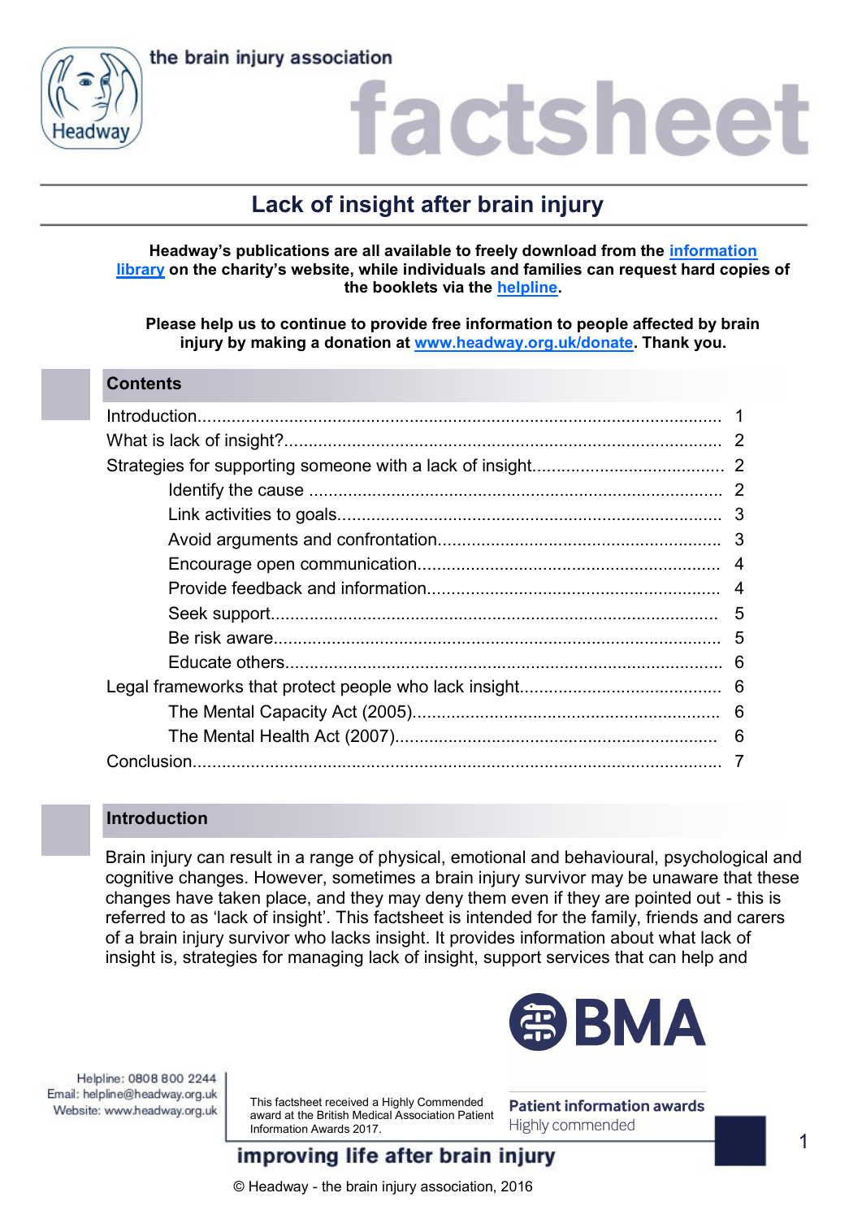the brain injury association

# factsheet

## Lack of insight after brain injury

**Headway's publications are all available to freely download from the information library on the charity's website, while individuals and families can request hard copies of the booklets via the helpline.**

**Please help us to continue to provide free information to people affected by brain injury by making a donation at www.headway.org.uk/donate. Thank you.**

### Contents

- Introduction .......... 1
- What is lack of insight? .......... 2
- Strategies for supporting someone with a lack of insight .......... 2
  - Identify the cause .......... 2
  - Link activities to goals .......... 3
  - Avoid arguments and confrontation .......... 3
  - Encourage open communication .......... 4
  - Provide feedback and information .......... 4
  - Seek support .......... 5
  - Be risk aware .......... 5
  - Educate others .......... 6
- Legal frameworks that protect people who lack insight .......... 6
  - The Mental Capacity Act (2005) .......... 6
  - The Mental Health Act (2007) .......... 6
- Conclusion .......... 7

### Introduction

Brain injury can result in a range of physical, emotional and behavioural, psychological and cognitive changes. However, sometimes a brain injury survivor may be unaware that these changes have taken place, and they may deny them even if they are pointed out - this is referred to as 'lack of insight'. This factsheet is intended for the family, friends and carers of a brain injury survivor who lacks insight. It provides information about what lack of insight is, strategies for managing lack of insight, support services that can help and

Helpline: 0808 800 2244
Email: helpline@headway.org.uk
Website: www.headway.org.uk

This factsheet received a Highly Commended award at the British Medical Association Patient Information Awards 2017.

BMA Patient information awards — Highly commended

improving life after brain injury

© Headway - the brain injury association, 2016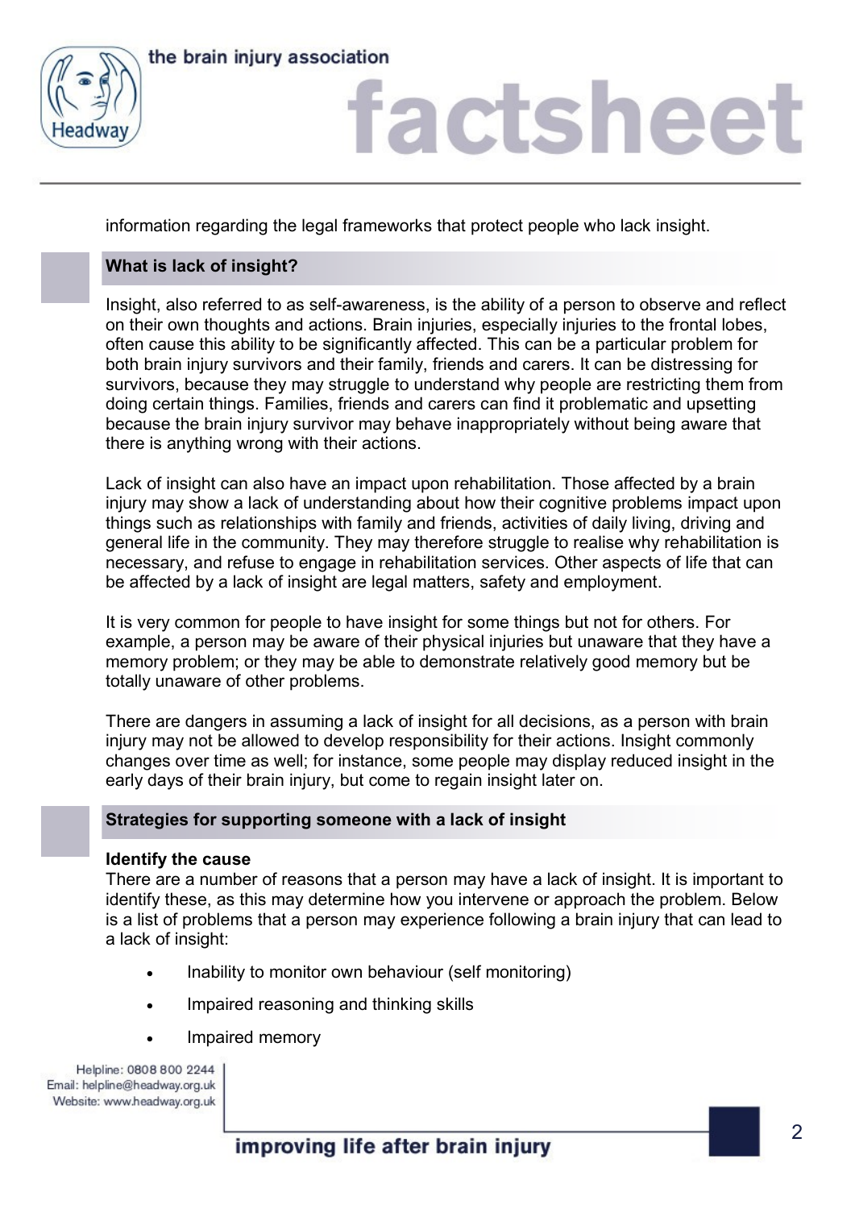information regarding the legal frameworks that protect people who lack insight.

## What is lack of insight?

Insight, also referred to as self-awareness, is the ability of a person to observe and reflect on their own thoughts and actions. Brain injuries, especially injuries to the frontal lobes, often cause this ability to be significantly affected. This can be a particular problem for both brain injury survivors and their family, friends and carers. It can be distressing for survivors, because they may struggle to understand why people are restricting them from doing certain things. Families, friends and carers can find it problematic and upsetting because the brain injury survivor may behave inappropriately without being aware that there is anything wrong with their actions.

Lack of insight can also have an impact upon rehabilitation. Those affected by a brain injury may show a lack of understanding about how their cognitive problems impact upon things such as relationships with family and friends, activities of daily living, driving and general life in the community. They may therefore struggle to realise why rehabilitation is necessary, and refuse to engage in rehabilitation services. Other aspects of life that can be affected by a lack of insight are legal matters, safety and employment.

It is very common for people to have insight for some things but not for others. For example, a person may be aware of their physical injuries but unaware that they have a memory problem; or they may be able to demonstrate relatively good memory but be totally unaware of other problems.

There are dangers in assuming a lack of insight for all decisions, as a person with brain injury may not be allowed to develop responsibility for their actions. Insight commonly changes over time as well; for instance, some people may display reduced insight in the early days of their brain injury, but come to regain insight later on.

## Strategies for supporting someone with a lack of insight

### Identify the cause

There are a number of reasons that a person may have a lack of insight. It is important to identify these, as this may determine how you intervene or approach the problem. Below is a list of problems that a person may experience following a brain injury that can lead to a lack of insight:

- Inability to monitor own behaviour (self monitoring)
- Impaired reasoning and thinking skills
- Impaired memory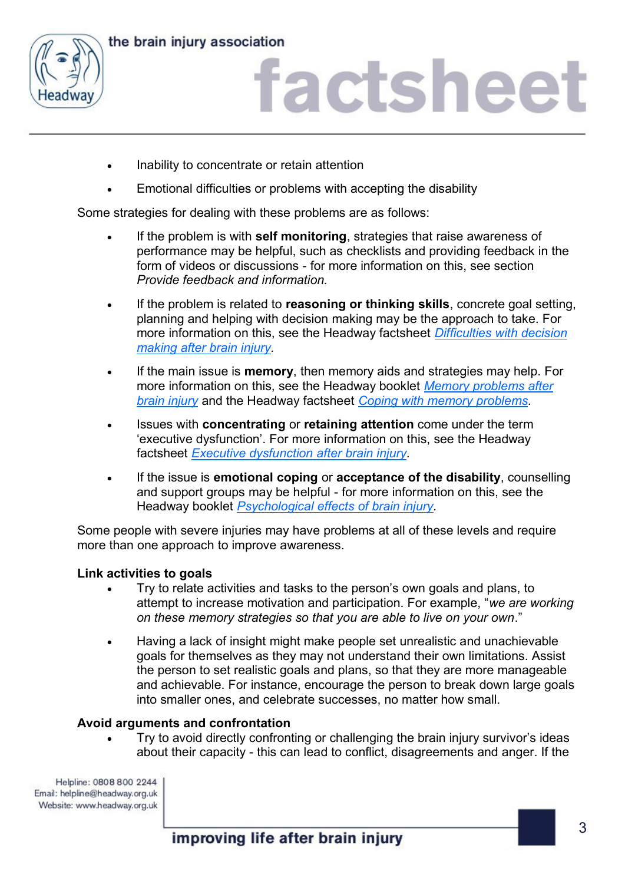- Inability to concentrate or retain attention
- Emotional difficulties or problems with accepting the disability

Some strategies for dealing with these problems are as follows:

- If the problem is with **self monitoring**, strategies that raise awareness of performance may be helpful, such as checklists and providing feedback in the form of videos or discussions - for more information on this, see section *Provide feedback and information.*
- If the problem is related to **reasoning or thinking skills**, concrete goal setting, planning and helping with decision making may be the approach to take. For more information on this, see the Headway factsheet *Difficulties with decision making after brain injury*.
- If the main issue is **memory**, then memory aids and strategies may help. For more information on this, see the Headway booklet *Memory problems after brain injury* and the Headway factsheet *Coping with memory problems*.
- Issues with **concentrating** or **retaining attention** come under the term 'executive dysfunction'. For more information on this, see the Headway factsheet *Executive dysfunction after brain injury*.
- If the issue is **emotional coping** or **acceptance of the disability**, counselling and support groups may be helpful - for more information on this, see the Headway booklet *Psychological effects of brain injury*.

Some people with severe injuries may have problems at all of these levels and require more than one approach to improve awareness.

**Link activities to goals**

- Try to relate activities and tasks to the person's own goals and plans, to attempt to increase motivation and participation. For example, "*we are working on these memory strategies so that you are able to live on your own*."
- Having a lack of insight might make people set unrealistic and unachievable goals for themselves as they may not understand their own limitations. Assist the person to set realistic goals and plans, so that they are more manageable and achievable. For instance, encourage the person to break down large goals into smaller ones, and celebrate successes, no matter how small.

**Avoid arguments and confrontation**

- Try to avoid directly confronting or challenging the brain injury survivor's ideas about their capacity - this can lead to conflict, disagreements and anger. If the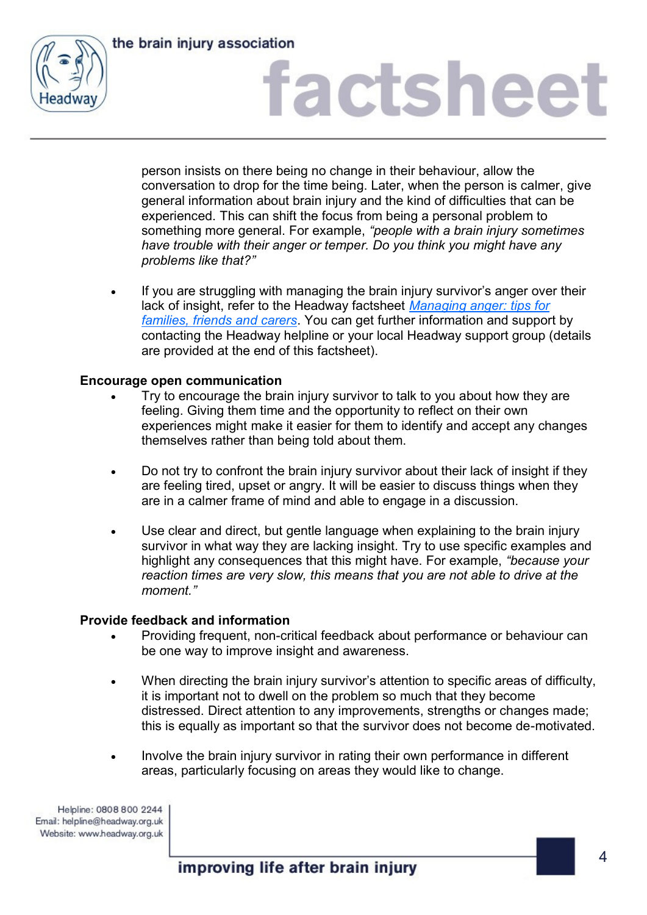person insists on there being no change in their behaviour, allow the conversation to drop for the time being. Later, when the person is calmer, give general information about brain injury and the kind of difficulties that can be experienced. This can shift the focus from being a personal problem to something more general. For example, *"people with a brain injury sometimes have trouble with their anger or temper. Do you think you might have any problems like that?"*

- If you are struggling with managing the brain injury survivor's anger over their lack of insight, refer to the Headway factsheet *Managing anger: tips for families, friends and carers*. You can get further information and support by contacting the Headway helpline or your local Headway support group (details are provided at the end of this factsheet).

**Encourage open communication**

- Try to encourage the brain injury survivor to talk to you about how they are feeling. Giving them time and the opportunity to reflect on their own experiences might make it easier for them to identify and accept any changes themselves rather than being told about them.

- Do not try to confront the brain injury survivor about their lack of insight if they are feeling tired, upset or angry. It will be easier to discuss things when they are in a calmer frame of mind and able to engage in a discussion.

- Use clear and direct, but gentle language when explaining to the brain injury survivor in what way they are lacking insight. Try to use specific examples and highlight any consequences that this might have. For example, *"because your reaction times are very slow, this means that you are not able to drive at the moment."*

**Provide feedback and information**

- Providing frequent, non-critical feedback about performance or behaviour can be one way to improve insight and awareness.

- When directing the brain injury survivor's attention to specific areas of difficulty, it is important not to dwell on the problem so much that they become distressed. Direct attention to any improvements, strengths or changes made; this is equally as important so that the survivor does not become de-motivated.

- Involve the brain injury survivor in rating their own performance in different areas, particularly focusing on areas they would like to change.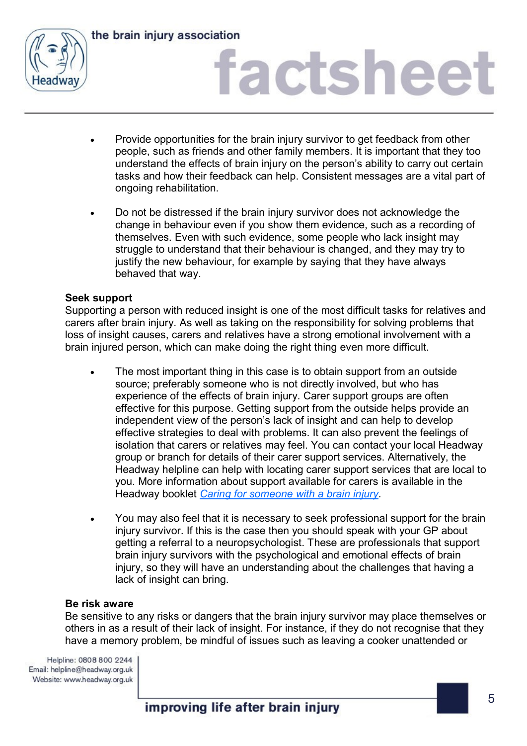- Provide opportunities for the brain injury survivor to get feedback from other people, such as friends and other family members. It is important that they too understand the effects of brain injury on the person's ability to carry out certain tasks and how their feedback can help. Consistent messages are a vital part of ongoing rehabilitation.

- Do not be distressed if the brain injury survivor does not acknowledge the change in behaviour even if you show them evidence, such as a recording of themselves. Even with such evidence, some people who lack insight may struggle to understand that their behaviour is changed, and they may try to justify the new behaviour, for example by saying that they have always behaved that way.

**Seek support**

Supporting a person with reduced insight is one of the most difficult tasks for relatives and carers after brain injury. As well as taking on the responsibility for solving problems that loss of insight causes, carers and relatives have a strong emotional involvement with a brain injured person, which can make doing the right thing even more difficult.

- The most important thing in this case is to obtain support from an outside source; preferably someone who is not directly involved, but who has experience of the effects of brain injury. Carer support groups are often effective for this purpose. Getting support from the outside helps provide an independent view of the person's lack of insight and can help to develop effective strategies to deal with problems. It can also prevent the feelings of isolation that carers or relatives may feel. You can contact your local Headway group or branch for details of their carer support services. Alternatively, the Headway helpline can help with locating carer support services that are local to you. More information about support available for carers is available in the Headway booklet *Caring for someone with a brain injury*.

- You may also feel that it is necessary to seek professional support for the brain injury survivor. If this is the case then you should speak with your GP about getting a referral to a neuropsychologist. These are professionals that support brain injury survivors with the psychological and emotional effects of brain injury, so they will have an understanding about the challenges that having a lack of insight can bring.

**Be risk aware**

Be sensitive to any risks or dangers that the brain injury survivor may place themselves or others in as a result of their lack of insight. For instance, if they do not recognise that they have a memory problem, be mindful of issues such as leaving a cooker unattended or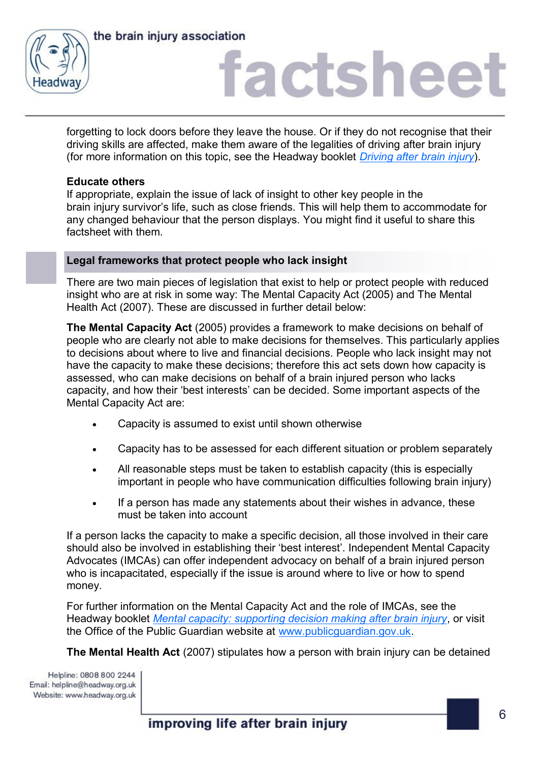forgetting to lock doors before they leave the house. Or if they do not recognise that their driving skills are affected, make them aware of the legalities of driving after brain injury (for more information on this topic, see the Headway booklet *Driving after brain injury*).

**Educate others**

If appropriate, explain the issue of lack of insight to other key people in the brain injury survivor's life, such as close friends. This will help them to accommodate for any changed behaviour that the person displays. You might find it useful to share this factsheet with them.

## Legal frameworks that protect people who lack insight

There are two main pieces of legislation that exist to help or protect people with reduced insight who are at risk in some way: The Mental Capacity Act (2005) and The Mental Health Act (2007). These are discussed in further detail below:

**The Mental Capacity Act** (2005) provides a framework to make decisions on behalf of people who are clearly not able to make decisions for themselves. This particularly applies to decisions about where to live and financial decisions. People who lack insight may not have the capacity to make these decisions; therefore this act sets down how capacity is assessed, who can make decisions on behalf of a brain injured person who lacks capacity, and how their 'best interests' can be decided. Some important aspects of the Mental Capacity Act are:

- Capacity is assumed to exist until shown otherwise
- Capacity has to be assessed for each different situation or problem separately
- All reasonable steps must be taken to establish capacity (this is especially important in people who have communication difficulties following brain injury)
- If a person has made any statements about their wishes in advance, these must be taken into account

If a person lacks the capacity to make a specific decision, all those involved in their care should also be involved in establishing their 'best interest'. Independent Mental Capacity Advocates (IMCAs) can offer independent advocacy on behalf of a brain injured person who is incapacitated, especially if the issue is around where to live or how to spend money.

For further information on the Mental Capacity Act and the role of IMCAs, see the Headway booklet *Mental capacity: supporting decision making after brain injury*, or visit the Office of the Public Guardian website at www.publicguardian.gov.uk.

**The Mental Health Act** (2007) stipulates how a person with brain injury can be detained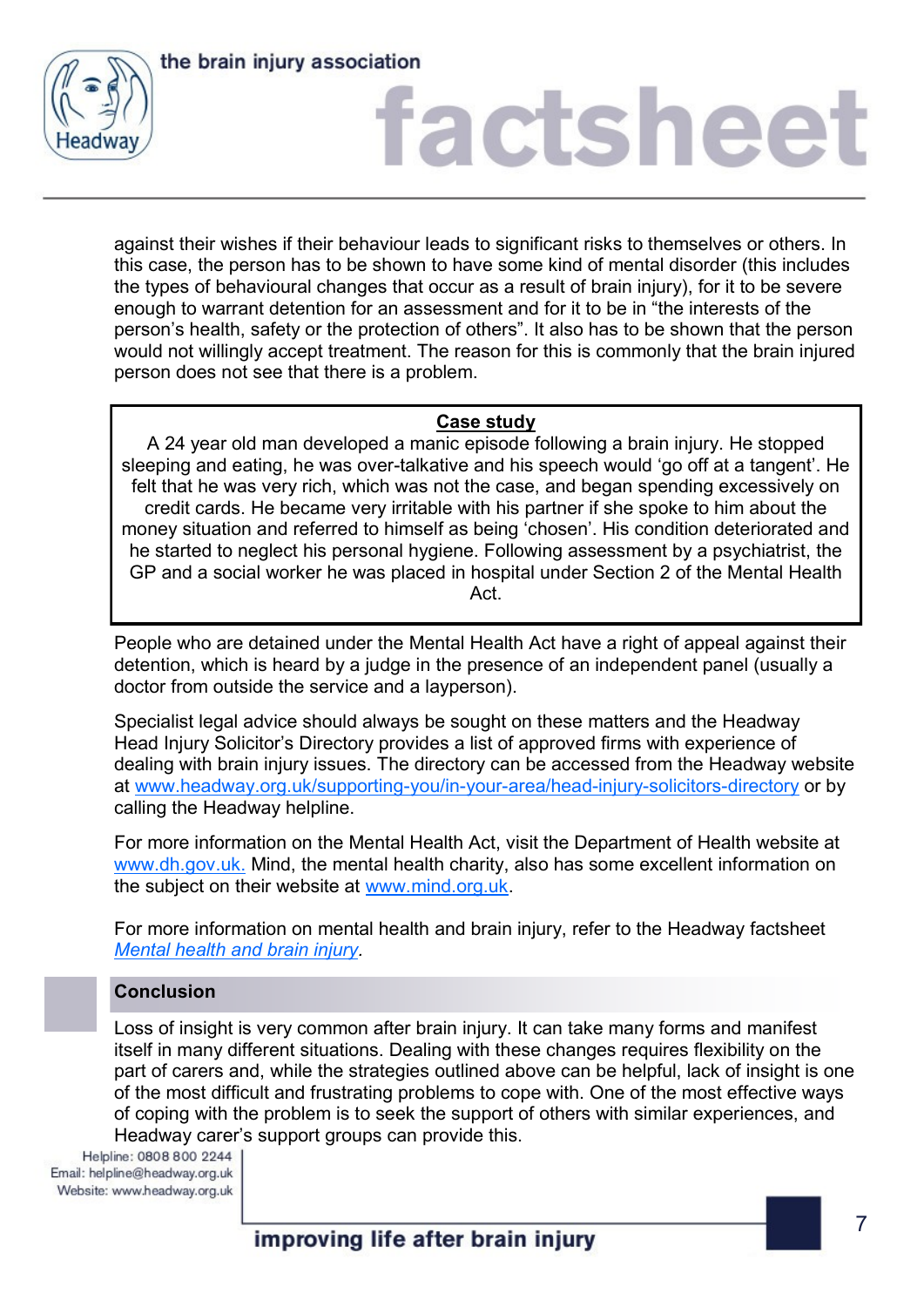against their wishes if their behaviour leads to significant risks to themselves or others. In this case, the person has to be shown to have some kind of mental disorder (this includes the types of behavioural changes that occur as a result of brain injury), for it to be severe enough to warrant detention for an assessment and for it to be in “the interests of the person's health, safety or the protection of others”. It also has to be shown that the person would not willingly accept treatment. The reason for this is commonly that the brain injured person does not see that there is a problem.

> **Case study**
>
> A 24 year old man developed a manic episode following a brain injury. He stopped sleeping and eating, he was over-talkative and his speech would ‘go off at a tangent’. He felt that he was very rich, which was not the case, and began spending excessively on credit cards. He became very irritable with his partner if she spoke to him about the money situation and referred to himself as being ‘chosen’. His condition deteriorated and he started to neglect his personal hygiene. Following assessment by a psychiatrist, the GP and a social worker he was placed in hospital under Section 2 of the Mental Health Act.

People who are detained under the Mental Health Act have a right of appeal against their detention, which is heard by a judge in the presence of an independent panel (usually a doctor from outside the service and a layperson).

Specialist legal advice should always be sought on these matters and the Headway Head Injury Solicitor's Directory provides a list of approved firms with experience of dealing with brain injury issues. The directory can be accessed from the Headway website at www.headway.org.uk/supporting-you/in-your-area/head-injury-solicitors-directory or by calling the Headway helpline.

For more information on the Mental Health Act, visit the Department of Health website at www.dh.gov.uk. Mind, the mental health charity, also has some excellent information on the subject on their website at www.mind.org.uk.

For more information on mental health and brain injury, refer to the Headway factsheet *Mental health and brain injury*.

## Conclusion

Loss of insight is very common after brain injury. It can take many forms and manifest itself in many different situations. Dealing with these changes requires flexibility on the part of carers and, while the strategies outlined above can be helpful, lack of insight is one of the most difficult and frustrating problems to cope with. One of the most effective ways of coping with the problem is to seek the support of others with similar experiences, and Headway carer's support groups can provide this.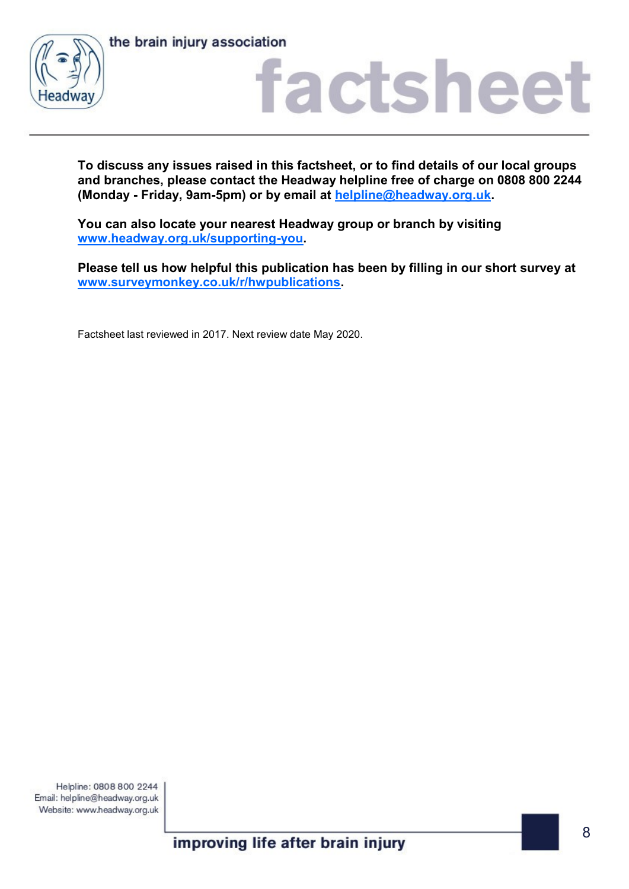**To discuss any issues raised in this factsheet, or to find details of our local groups and branches, please contact the Headway helpline free of charge on 0808 800 2244 (Monday - Friday, 9am-5pm) or by email at helpline@headway.org.uk.**

**You can also locate your nearest Headway group or branch by visiting www.headway.org.uk/supporting-you.**

**Please tell us how helpful this publication has been by filling in our short survey at www.surveymonkey.co.uk/r/hwpublications.**

Factsheet last reviewed in 2017. Next review date May 2020.